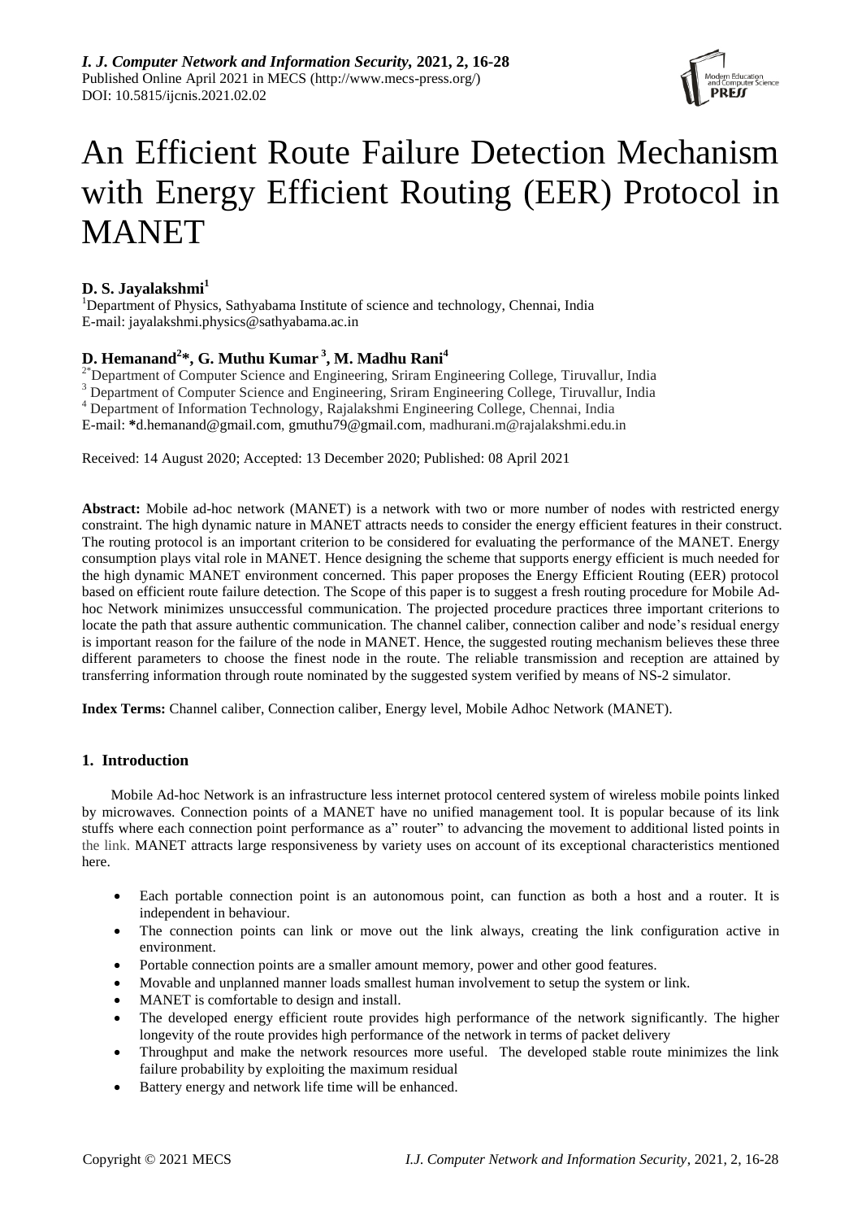*I. J. Computer Network and Information Security,* **2021, 2, 16-28**
Published Online April 2021 in MECS (http://www.mecs-press.org/)
DOI: 10.5815/ijcnis.2021.02.02

# An Efficient Route Failure Detection Mechanism with Energy Efficient Routing (EER) Protocol in MANET

**D. S. Jayalakshmi[1]**
[1]Department of Physics, Sathyabama Institute of science and technology, Chennai, India
E-mail: jayalakshmi.physics@sathyabama.ac.in

**D. Hemanand[2]*, G. Muthu Kumar [3], M. Madhu Rani[4]**
[2*]Department of Computer Science and Engineering, Sriram Engineering College, Tiruvallur, India
[3] Department of Computer Science and Engineering, Sriram Engineering College, Tiruvallur, India
[4] Department of Information Technology, Rajalakshmi Engineering College, Chennai, India
E-mail: *d.hemanand@gmail.com, gmuthu79@gmail.com, madhurani.m@rajalakshmi.edu.in

Received: 14 August 2020; Accepted: 13 December 2020; Published: 08 April 2021

**Abstract:** Mobile ad-hoc network (MANET) is a network with two or more number of nodes with restricted energy constraint. The high dynamic nature in MANET attracts needs to consider the energy efficient features in their construct. The routing protocol is an important criterion to be considered for evaluating the performance of the MANET. Energy consumption plays vital role in MANET. Hence designing the scheme that supports energy efficient is much needed for the high dynamic MANET environment concerned. This paper proposes the Energy Efficient Routing (EER) protocol based on efficient route failure detection. The Scope of this paper is to suggest a fresh routing procedure for Mobile Ad-hoc Network minimizes unsuccessful communication. The projected procedure practices three important criterions to locate the path that assure authentic communication. The channel caliber, connection caliber and node's residual energy is important reason for the failure of the node in MANET. Hence, the suggested routing mechanism believes these three different parameters to choose the finest node in the route. The reliable transmission and reception are attained by transferring information through route nominated by the suggested system verified by means of NS-2 simulator.

**Index Terms:** Channel caliber, Connection caliber, Energy level, Mobile Adhoc Network (MANET).

## 1. Introduction

Mobile Ad-hoc Network is an infrastructure less internet protocol centered system of wireless mobile points linked by microwaves. Connection points of a MANET have no unified management tool. It is popular because of its link stuffs where each connection point performance as a" router" to advancing the movement to additional listed points in the link. MANET attracts large responsiveness by variety uses on account of its exceptional characteristics mentioned here.

- Each portable connection point is an autonomous point, can function as both a host and a router. It is independent in behaviour.
- The connection points can link or move out the link always, creating the link configuration active in environment.
- Portable connection points are a smaller amount memory, power and other good features.
- Movable and unplanned manner loads smallest human involvement to setup the system or link.
- MANET is comfortable to design and install.
- The developed energy efficient route provides high performance of the network significantly. The higher longevity of the route provides high performance of the network in terms of packet delivery
- Throughput and make the network resources more useful. The developed stable route minimizes the link failure probability by exploiting the maximum residual
- Battery energy and network life time will be enhanced.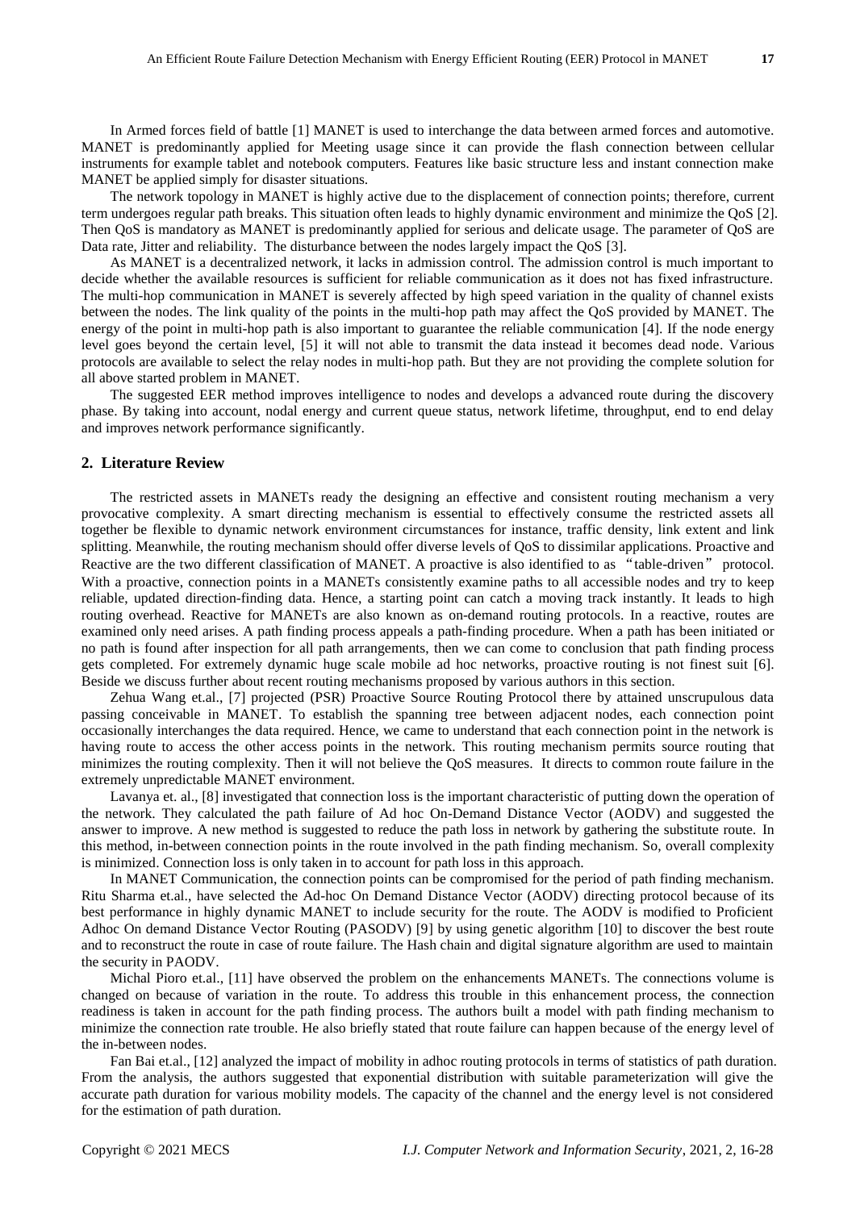In Armed forces field of battle [1] MANET is used to interchange the data between armed forces and automotive. MANET is predominantly applied for Meeting usage since it can provide the flash connection between cellular instruments for example tablet and notebook computers. Features like basic structure less and instant connection make MANET be applied simply for disaster situations.

The network topology in MANET is highly active due to the displacement of connection points; therefore, current term undergoes regular path breaks. This situation often leads to highly dynamic environment and minimize the QoS [2]. Then QoS is mandatory as MANET is predominantly applied for serious and delicate usage. The parameter of QoS are Data rate, Jitter and reliability. The disturbance between the nodes largely impact the QoS [3].

As MANET is a decentralized network, it lacks in admission control. The admission control is much important to decide whether the available resources is sufficient for reliable communication as it does not has fixed infrastructure. The multi-hop communication in MANET is severely affected by high speed variation in the quality of channel exists between the nodes. The link quality of the points in the multi-hop path may affect the QoS provided by MANET. The energy of the point in multi-hop path is also important to guarantee the reliable communication [4]. If the node energy level goes beyond the certain level, [5] it will not able to transmit the data instead it becomes dead node. Various protocols are available to select the relay nodes in multi-hop path. But they are not providing the complete solution for all above started problem in MANET.

The suggested EER method improves intelligence to nodes and develops a advanced route during the discovery phase. By taking into account, nodal energy and current queue status, network lifetime, throughput, end to end delay and improves network performance significantly.

## 2. Literature Review

The restricted assets in MANETs ready the designing an effective and consistent routing mechanism a very provocative complexity. A smart directing mechanism is essential to effectively consume the restricted assets all together be flexible to dynamic network environment circumstances for instance, traffic density, link extent and link splitting. Meanwhile, the routing mechanism should offer diverse levels of QoS to dissimilar applications. Proactive and Reactive are the two different classification of MANET. A proactive is also identified to as "table-driven" protocol. With a proactive, connection points in a MANETs consistently examine paths to all accessible nodes and try to keep reliable, updated direction-finding data. Hence, a starting point can catch a moving track instantly. It leads to high routing overhead. Reactive for MANETs are also known as on-demand routing protocols. In a reactive, routes are examined only need arises. A path finding process appeals a path-finding procedure. When a path has been initiated or no path is found after inspection for all path arrangements, then we can come to conclusion that path finding process gets completed. For extremely dynamic huge scale mobile ad hoc networks, proactive routing is not finest suit [6]. Beside we discuss further about recent routing mechanisms proposed by various authors in this section.

Zehua Wang et.al., [7] projected (PSR) Proactive Source Routing Protocol there by attained unscrupulous data passing conceivable in MANET. To establish the spanning tree between adjacent nodes, each connection point occasionally interchanges the data required. Hence, we came to understand that each connection point in the network is having route to access the other access points in the network. This routing mechanism permits source routing that minimizes the routing complexity. Then it will not believe the QoS measures. It directs to common route failure in the extremely unpredictable MANET environment.

Lavanya et. al., [8] investigated that connection loss is the important characteristic of putting down the operation of the network. They calculated the path failure of Ad hoc On-Demand Distance Vector (AODV) and suggested the answer to improve. A new method is suggested to reduce the path loss in network by gathering the substitute route. In this method, in-between connection points in the route involved in the path finding mechanism. So, overall complexity is minimized. Connection loss is only taken in to account for path loss in this approach.

In MANET Communication, the connection points can be compromised for the period of path finding mechanism. Ritu Sharma et.al., have selected the Ad-hoc On Demand Distance Vector (AODV) directing protocol because of its best performance in highly dynamic MANET to include security for the route. The AODV is modified to Proficient Adhoc On demand Distance Vector Routing (PASODV) [9] by using genetic algorithm [10] to discover the best route and to reconstruct the route in case of route failure. The Hash chain and digital signature algorithm are used to maintain the security in PAODV.

Michal Pioro et.al., [11] have observed the problem on the enhancements MANETs. The connections volume is changed on because of variation in the route. To address this trouble in this enhancement process, the connection readiness is taken in account for the path finding process. The authors built a model with path finding mechanism to minimize the connection rate trouble. He also briefly stated that route failure can happen because of the energy level of the in-between nodes.

Fan Bai et.al., [12] analyzed the impact of mobility in adhoc routing protocols in terms of statistics of path duration. From the analysis, the authors suggested that exponential distribution with suitable parameterization will give the accurate path duration for various mobility models. The capacity of the channel and the energy level is not considered for the estimation of path duration.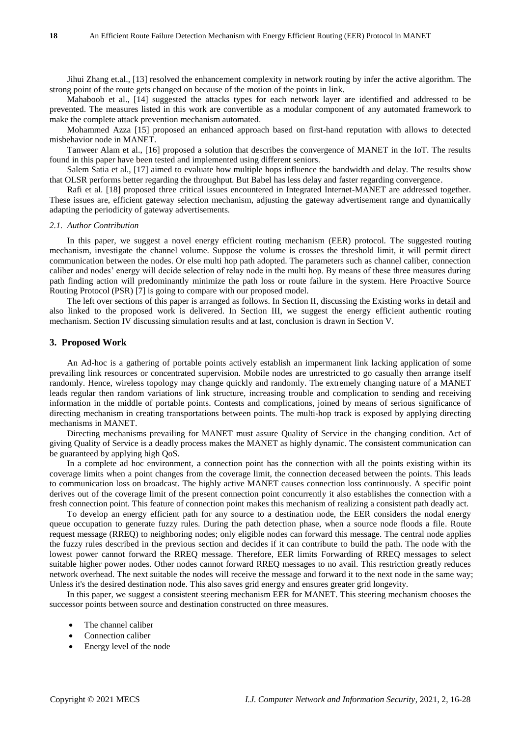Jihui Zhang et.al., [13] resolved the enhancement complexity in network routing by infer the active algorithm. The strong point of the route gets changed on because of the motion of the points in link.

Mahaboob et al., [14] suggested the attacks types for each network layer are identified and addressed to be prevented. The measures listed in this work are convertible as a modular component of any automated framework to make the complete attack prevention mechanism automated.

Mohammed Azza [15] proposed an enhanced approach based on first-hand reputation with allows to detected misbehavior node in MANET.

Tanweer Alam et al., [16] proposed a solution that describes the convergence of MANET in the IoT. The results found in this paper have been tested and implemented using different seniors.

Salem Satia et al., [17] aimed to evaluate how multiple hops influence the bandwidth and delay. The results show that OLSR performs better regarding the throughput. But Babel has less delay and faster regarding convergence.

Rafi et al. [18] proposed three critical issues encountered in Integrated Internet-MANET are addressed together. These issues are, efficient gateway selection mechanism, adjusting the gateway advertisement range and dynamically adapting the periodicity of gateway advertisements.

### *2.1. Author Contribution*

In this paper, we suggest a novel energy efficient routing mechanism (EER) protocol. The suggested routing mechanism, investigate the channel volume. Suppose the volume is crosses the threshold limit, it will permit direct communication between the nodes. Or else multi hop path adopted. The parameters such as channel caliber, connection caliber and nodes' energy will decide selection of relay node in the multi hop. By means of these three measures during path finding action will predominantly minimize the path loss or route failure in the system. Here Proactive Source Routing Protocol (PSR) [7] is going to compare with our proposed model.

The left over sections of this paper is arranged as follows. In Section II, discussing the Existing works in detail and also linked to the proposed work is delivered. In Section III, we suggest the energy efficient authentic routing mechanism. Section IV discussing simulation results and at last, conclusion is drawn in Section V.

## 3. Proposed Work

An Ad-hoc is a gathering of portable points actively establish an impermanent link lacking application of some prevailing link resources or concentrated supervision. Mobile nodes are unrestricted to go casually then arrange itself randomly. Hence, wireless topology may change quickly and randomly. The extremely changing nature of a MANET leads regular then random variations of link structure, increasing trouble and complication to sending and receiving information in the middle of portable points. Contests and complications, joined by means of serious significance of directing mechanism in creating transportations between points. The multi-hop track is exposed by applying directing mechanisms in MANET.

Directing mechanisms prevailing for MANET must assure Quality of Service in the changing condition. Act of giving Quality of Service is a deadly process makes the MANET as highly dynamic. The consistent communication can be guaranteed by applying high QoS.

In a complete ad hoc environment, a connection point has the connection with all the points existing within its coverage limits when a point changes from the coverage limit, the connection deceased between the points. This leads to communication loss on broadcast. The highly active MANET causes connection loss continuously. A specific point derives out of the coverage limit of the present connection point concurrently it also establishes the connection with a fresh connection point. This feature of connection point makes this mechanism of realizing a consistent path deadly act.

To develop an energy efficient path for any source to a destination node, the EER considers the nodal energy queue occupation to generate fuzzy rules. During the path detection phase, when a source node floods a file. Route request message (RREQ) to neighboring nodes; only eligible nodes can forward this message. The central node applies the fuzzy rules described in the previous section and decides if it can contribute to build the path. The node with the lowest power cannot forward the RREQ message. Therefore, EER limits Forwarding of RREQ messages to select suitable higher power nodes. Other nodes cannot forward RREQ messages to no avail. This restriction greatly reduces network overhead. The next suitable the nodes will receive the message and forward it to the next node in the same way; Unless it's the desired destination node. This also saves grid energy and ensures greater grid longevity.

In this paper, we suggest a consistent steering mechanism EER for MANET. This steering mechanism chooses the successor points between source and destination constructed on three measures.

- The channel caliber
- Connection caliber
- Energy level of the node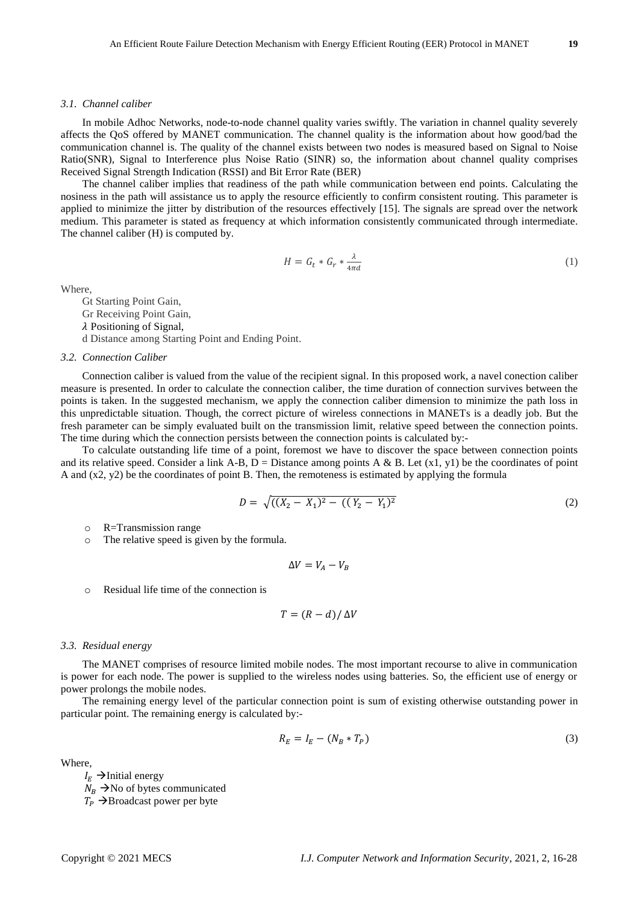### *3.1. Channel caliber*

In mobile Adhoc Networks, node-to-node channel quality varies swiftly. The variation in channel quality severely affects the QoS offered by MANET communication. The channel quality is the information about how good/bad the communication channel is. The quality of the channel exists between two nodes is measured based on Signal to Noise Ratio(SNR), Signal to Interference plus Noise Ratio (SINR) so, the information about channel quality comprises Received Signal Strength Indication (RSSI) and Bit Error Rate (BER)

The channel caliber implies that readiness of the path while communication between end points. Calculating the nosiness in the path will assistance us to apply the resource efficiently to confirm consistent routing. This parameter is applied to minimize the jitter by distribution of the resources effectively [15]. The signals are spread over the network medium. This parameter is stated as frequency at which information consistently communicated through intermediate. The channel caliber (H) is computed by.

$$H = G_t * G_r * \frac{\lambda}{4\pi d} \tag{1}$$

Where,

Gt Starting Point Gain,
Gr Receiving Point Gain,
$\lambda$ Positioning of Signal,
d Distance among Starting Point and Ending Point.

### *3.2. Connection Caliber*

Connection caliber is valued from the value of the recipient signal. In this proposed work, a navel conection caliber measure is presented. In order to calculate the connection caliber, the time duration of connection survives between the points is taken. In the suggested mechanism, we apply the connection caliber dimension to minimize the path loss in this unpredictable situation. Though, the correct picture of wireless connections in MANETs is a deadly job. But the fresh parameter can be simply evaluated built on the transmission limit, relative speed between the connection points. The time during which the connection persists between the connection points is calculated by:-

To calculate outstanding life time of a point, foremost we have to discover the space between connection points and its relative speed. Consider a link A-B, D = Distance among points A & B. Let (x1, y1) be the coordinates of point A and (x2, y2) be the coordinates of point B. Then, the remoteness is estimated by applying the formula

$$D = \sqrt{((X_2 - X_1)^2 - ((Y_2 - Y_1)^2} \tag{2}$$

- R=Transmission range
- The relative speed is given by the formula.

$$\Delta V = V_A - V_B$$

- Residual life time of the connection is

$$T = (R - d) / \Delta V$$

### *3.3. Residual energy*

The MANET comprises of resource limited mobile nodes. The most important recourse to alive in communication is power for each node. The power is supplied to the wireless nodes using batteries. So, the efficient use of energy or power prolongs the mobile nodes.

The remaining energy level of the particular connection point is sum of existing otherwise outstanding power in particular point. The remaining energy is calculated by:-

$$R_E = I_E - (N_B * T_P) \tag{3}$$

Where,

$I_E$ →Initial energy
$N_B$ →No of bytes communicated
$T_P$ →Broadcast power per byte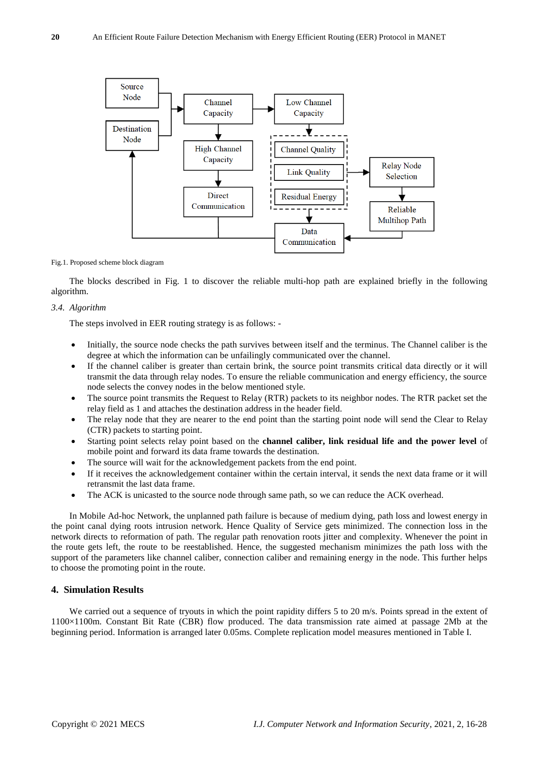Source Node

Destination Node

Channel Capacity

Low Channel Capacity

High Channel Capacity

Channel Quality

Link Quality

Residual Energy

Relay Node Selection

Direct Communication

Reliable Multihop Path

Data Communication

Fig.1. Proposed scheme block diagram

The blocks described in Fig. 1 to discover the reliable multi-hop path are explained briefly in the following algorithm.

### *3.4. Algorithm*

The steps involved in EER routing strategy is as follows: -

- Initially, the source node checks the path survives between itself and the terminus. The Channel caliber is the degree at which the information can be unfailingly communicated over the channel.
- If the channel caliber is greater than certain brink, the source point transmits critical data directly or it will transmit the data through relay nodes. To ensure the reliable communication and energy efficiency, the source node selects the convey nodes in the below mentioned style.
- The source point transmits the Request to Relay (RTR) packets to its neighbor nodes. The RTR packet set the relay field as 1 and attaches the destination address in the header field.
- The relay node that they are nearer to the end point than the starting point node will send the Clear to Relay (CTR) packets to starting point.
- Starting point selects relay point based on the **channel caliber, link residual life and the power level** of mobile point and forward its data frame towards the destination.
- The source will wait for the acknowledgement packets from the end point.
- If it receives the acknowledgement container within the certain interval, it sends the next data frame or it will retransmit the last data frame.
- The ACK is unicasted to the source node through same path, so we can reduce the ACK overhead.

In Mobile Ad-hoc Network, the unplanned path failure is because of medium dying, path loss and lowest energy in the point canal dying roots intrusion network. Hence Quality of Service gets minimized. The connection loss in the network directs to reformation of path. The regular path renovation roots jitter and complexity. Whenever the point in the route gets left, the route to be reestablished. Hence, the suggested mechanism minimizes the path loss with the support of the parameters like channel caliber, connection caliber and remaining energy in the node. This further helps to choose the promoting point in the route.

## 4. Simulation Results

We carried out a sequence of tryouts in which the point rapidity differs 5 to 20 m/s. Points spread in the extent of 1100×1100m. Constant Bit Rate (CBR) flow produced. The data transmission rate aimed at passage 2Mb at the beginning period. Information is arranged later 0.05ms. Complete replication model measures mentioned in Table I.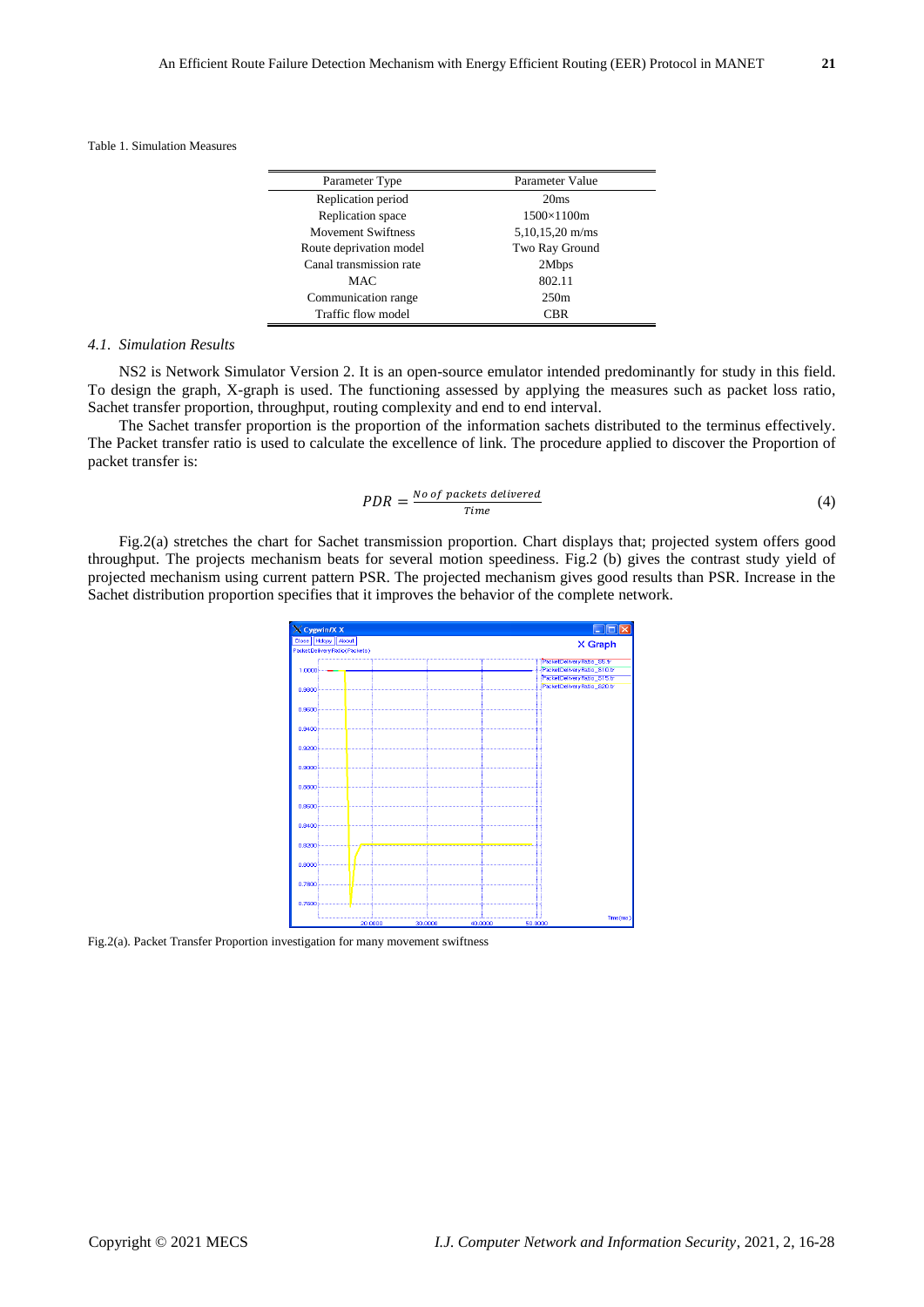Table 1. Simulation Measures

| Parameter Type | Parameter Value |
|---|---|
| Replication period | 20ms |
| Replication space | 1500×1100m |
| Movement Swiftness | 5,10,15,20 m/ms |
| Route deprivation model | Two Ray Ground |
| Canal transmission rate | 2Mbps |
| MAC | 802.11 |
| Communication range | 250m |
| Traffic flow model | CBR |

### *4.1. Simulation Results*

NS2 is Network Simulator Version 2. It is an open-source emulator intended predominantly for study in this field. To design the graph, X-graph is used. The functioning assessed by applying the measures such as packet loss ratio, Sachet transfer proportion, throughput, routing complexity and end to end interval.

The Sachet transfer proportion is the proportion of the information sachets distributed to the terminus effectively. The Packet transfer ratio is used to calculate the excellence of link. The procedure applied to discover the Proportion of packet transfer is:

$$PDR = \frac{No\ of\ packets\ delivered}{Time} \tag{4}$$

Fig.2(a) stretches the chart for Sachet transmission proportion. Chart displays that; projected system offers good throughput. The projects mechanism beats for several motion speediness. Fig.2 (b) gives the contrast study yield of projected mechanism using current pattern PSR. The projected mechanism gives good results than PSR. Increase in the Sachet distribution proportion specifies that it improves the behavior of the complete network.

Cygwin/X X
Close Hdcpy About
X Graph
PacketDeliveryRatio(Packets)
PacketDeliveryRatio_S5.tr
PacketDeliveryRatio_S10.tr
PacketDeliveryRatio_S15.tr
PacketDeliveryRatio_S20.tr
1.0000
0.9800
0.9600
0.9400
0.9200
0.9000
0.8800
0.8600
0.8400
0.8200
0.8000
0.7800
0.7600
20.0000
30.0000
40.0000
50.0000
Time(ms)

Fig.2(a). Packet Transfer Proportion investigation for many movement swiftness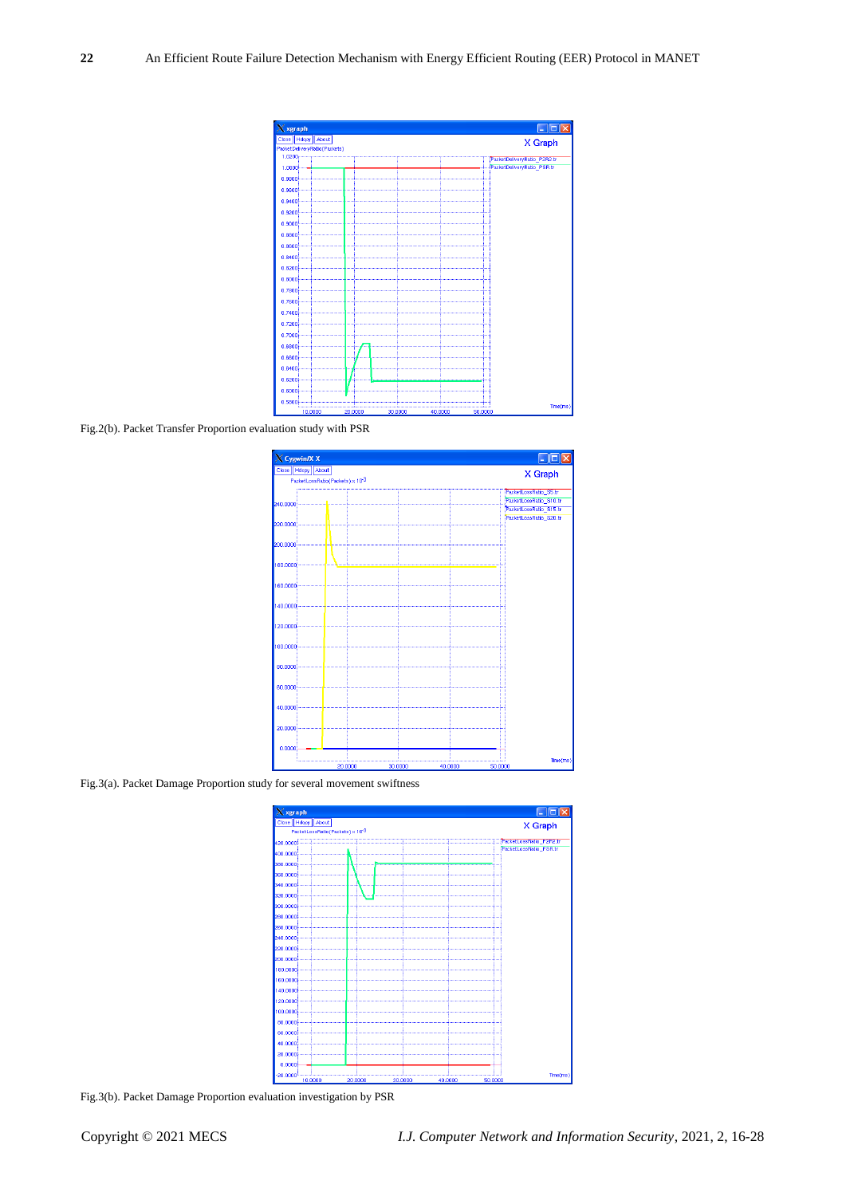xgraph

Close Hdcpy About

PacketDeliveryRatio(Packets)

X Graph

PacketDeliveryRatio_P2R2.tr

PacketDeliveryRatio_PSR.tr

1.0200

1.0000

0.9800

0.9600

0.9400

0.9200

0.9000

0.8800

0.8600

0.8400

0.8200

0.8000

0.7800

0.7600

0.7400

0.7200

0.7000

0.6800

0.6600

0.6400

0.6200

0.6000

0.5800

10.0000 20.0000 30.0000 40.0000 50.0000

Time(ms)

Fig.2(b). Packet Transfer Proportion evaluation study with PSR

Cygwin/X X

Close Hdcpy About

PacketLossRatio(Packets) x $10^{-3}$

X Graph

PacketLossRatio_S5.tr

PacketLossRatio_S10.tr

PacketLossRatio_S15.tr

PacketLossRatio_S20.tr

240.0000

220.0000

200.0000

180.0000

160.0000

140.0000

120.0000

100.0000

80.0000

60.0000

40.0000

20.0000

0.0000

20.0000 30.0000 40.0000 50.0000

Time(ms)

Fig.3(a). Packet Damage Proportion study for several movement swiftness

xgraph

Close Hdcpy About

PacketLossRatio(Packets) x $10^{-3}$

X Graph

PacketLossRatio_P2R2.tr

PacketLossRatio_PSR.tr

420.0000

400.0000

380.0000

360.0000

340.0000

320.0000

300.0000

280.0000

260.0000

240.0000

220.0000

200.0000

180.0000

160.0000

140.0000

120.0000

100.0000

80.0000

60.0000

40.0000

20.0000

0.0000

-20.0000

10.0000 20.0000 30.0000 40.0000 50.0000

Time(ms)

Fig.3(b). Packet Damage Proportion evaluation investigation by PSR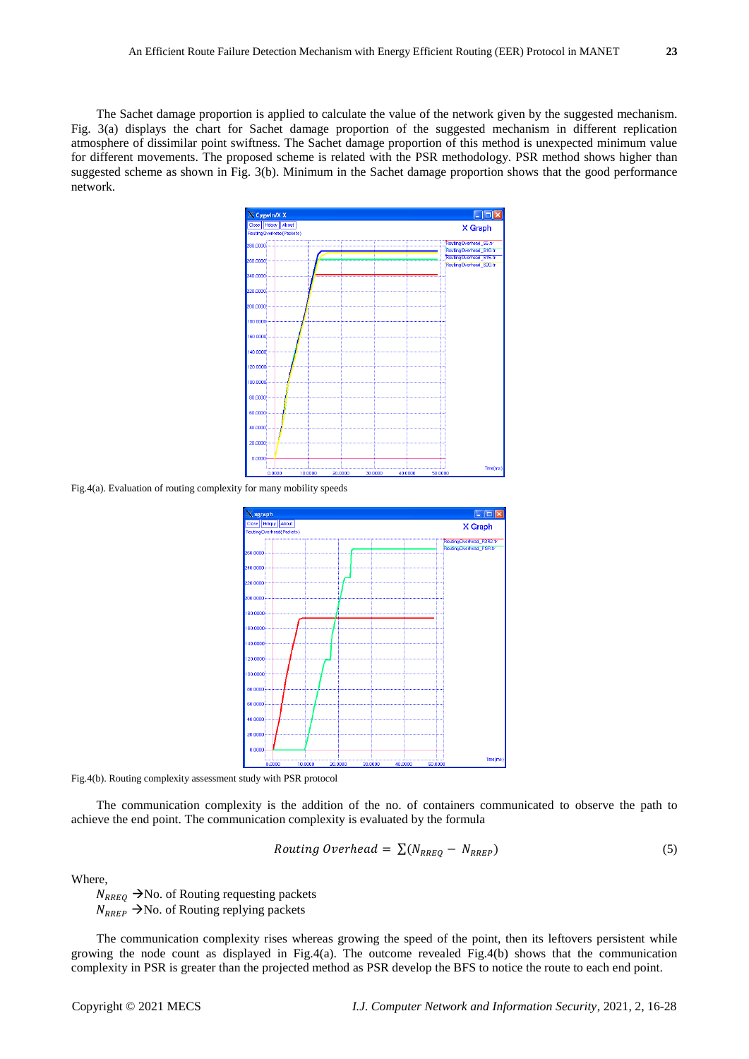The Sachet damage proportion is applied to calculate the value of the network given by the suggested mechanism. Fig. 3(a) displays the chart for Sachet damage proportion of the suggested mechanism in different replication atmosphere of dissimilar point swiftness. The Sachet damage proportion of this method is unexpected minimum value for different movements. The proposed scheme is related with the PSR methodology. PSR method shows higher than suggested scheme as shown in Fig. 3(b). Minimum in the Sachet damage proportion shows that the good performance network.

Cygwin/X X
Close History About
Routing Overhead(Packets)
X Graph
RoutingOverhead_S5.tr
RoutingOverhead_S10.tr
RoutingOverhead_S15.tr
RoutingOverhead_S20.tr
280.0000
260.0000
240.0000
220.0000
200.0000
180.0000
160.0000
140.0000
120.0000
100.0000
80.0000
60.0000
40.0000
20.0000
0.0000
0.0000 10.0000 20.0000 30.0000 40.0000 50.0000
Time(ms)

Fig.4(a). Evaluation of routing complexity for many mobility speeds

xgraph
Close History About
RoutingOverhead(Packets)
X Graph
RoutingOverhead_P2R2.tr
RoutingOverhead_PSR.tr
260.0000
240.0000
220.0000
200.0000
180.0000
160.0000
140.0000
120.0000
100.0000
80.0000
60.0000
40.0000
20.0000
0.0000
0.0000 10.0000 20.0000 30.0000 40.0000 50.0000
Time(ms)

Fig.4(b). Routing complexity assessment study with PSR protocol

The communication complexity is the addition of the no. of containers communicated to observe the path to achieve the end point. The communication complexity is evaluated by the formula

$$Routing\ Overhead = \sum(N_{RREQ} - N_{RREP}) \tag{5}$$

Where,

$N_{RREQ}$ →No. of Routing requesting packets  
$N_{RREP}$ →No. of Routing replying packets

The communication complexity rises whereas growing the speed of the point, then its leftovers persistent while growing the node count as displayed in Fig.4(a). The outcome revealed Fig.4(b) shows that the communication complexity in PSR is greater than the projected method as PSR develop the BFS to notice the route to each end point.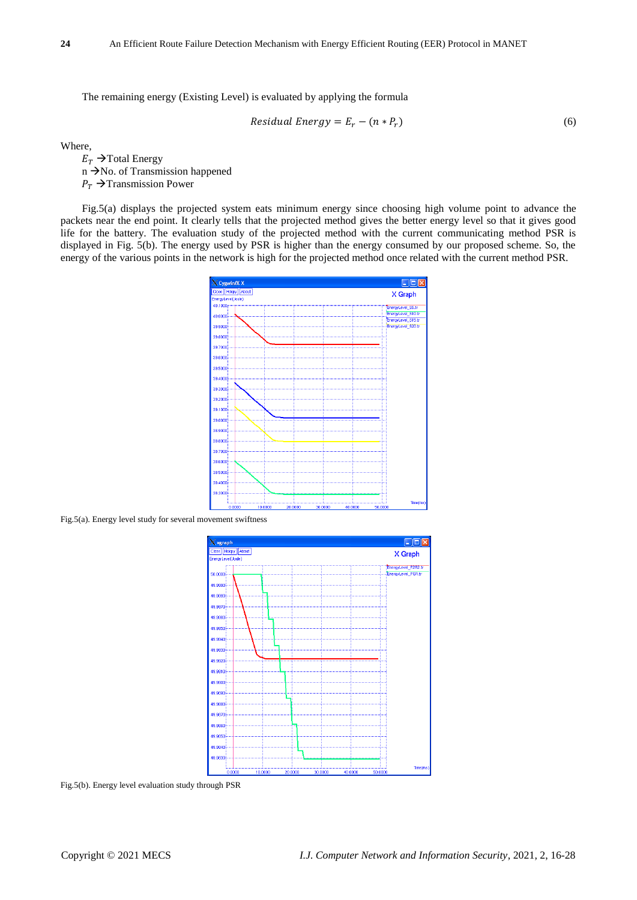The remaining energy (Existing Level) is evaluated by applying the formula

$$Residual\ Energy = E_r - (n * P_r) \tag{6}$$

Where,

$E_T$ → Total Energy
n → No. of Transmission happened
$P_T$ → Transmission Power

Fig.5(a) displays the projected system eats minimum energy since choosing high volume point to advance the packets near the end point. It clearly tells that the projected method gives the better energy level so that it gives good life for the battery. The evaluation study of the projected method with the current communicating method PSR is displayed in Fig. 5(b). The energy used by PSR is higher than the energy consumed by our proposed scheme. So, the energy of the various points in the network is high for the projected method once related with the current method PSR.

Fig.5(a). Energy level study for several movement swiftness

Fig.5(b). Energy level evaluation study through PSR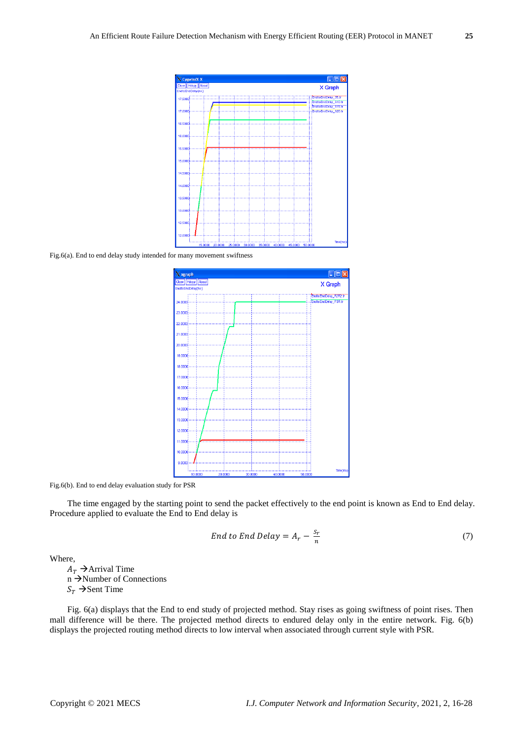Cygwin/X X

Close Hdcpy About

EndtoEndDelay(ms)

X Graph

17.5000
17.0000
16.5000
16.0000
15.5000
15.0000
14.5000
14.0000
13.5000
13.0000
12.5000
12.0000

EndtoEndDelay_05.tr
EndtoEndDelay_010.tr
EndtoEndDelay_015.tr
EndtoEndDelay_020.tr

15.0000 20.0000 25.0000 30.0000 35.0000 40.0000 45.0000 50.0000

Time(ms)

Fig.6(a). End to end delay study intended for many movement swiftness

xgraph

Close Hdcpy About

EndtoEndDelay(ms)

X Graph

24.0000
23.0000
22.0000
21.0000
20.0000
19.0000
18.0000
17.0000
16.0000
15.0000
14.0000
13.0000
12.0000
11.0000
10.0000
9.0000

EndtoEndDelay_F2R2.tr
EndtoEndDelay_PSR.tr

10.0000 20.0000 30.0000 40.0000 50.0000

Time(ms)

Fig.6(b). End to end delay evaluation study for PSR

The time engaged by the starting point to send the packet effectively to the end point is known as End to End delay. Procedure applied to evaluate the End to End delay is

$$End\ to\ End\ Delay = A_r - \frac{S_r}{n} \tag{7}$$

Where,

$A_T$ →Arrival Time
n →Number of Connections
$S_T$ →Sent Time

Fig. 6(a) displays that the End to end study of projected method. Stay rises as going swiftness of point rises. Then mall difference will be there. The projected method directs to endured delay only in the entire network. Fig. 6(b) displays the projected routing method directs to low interval when associated through current style with PSR.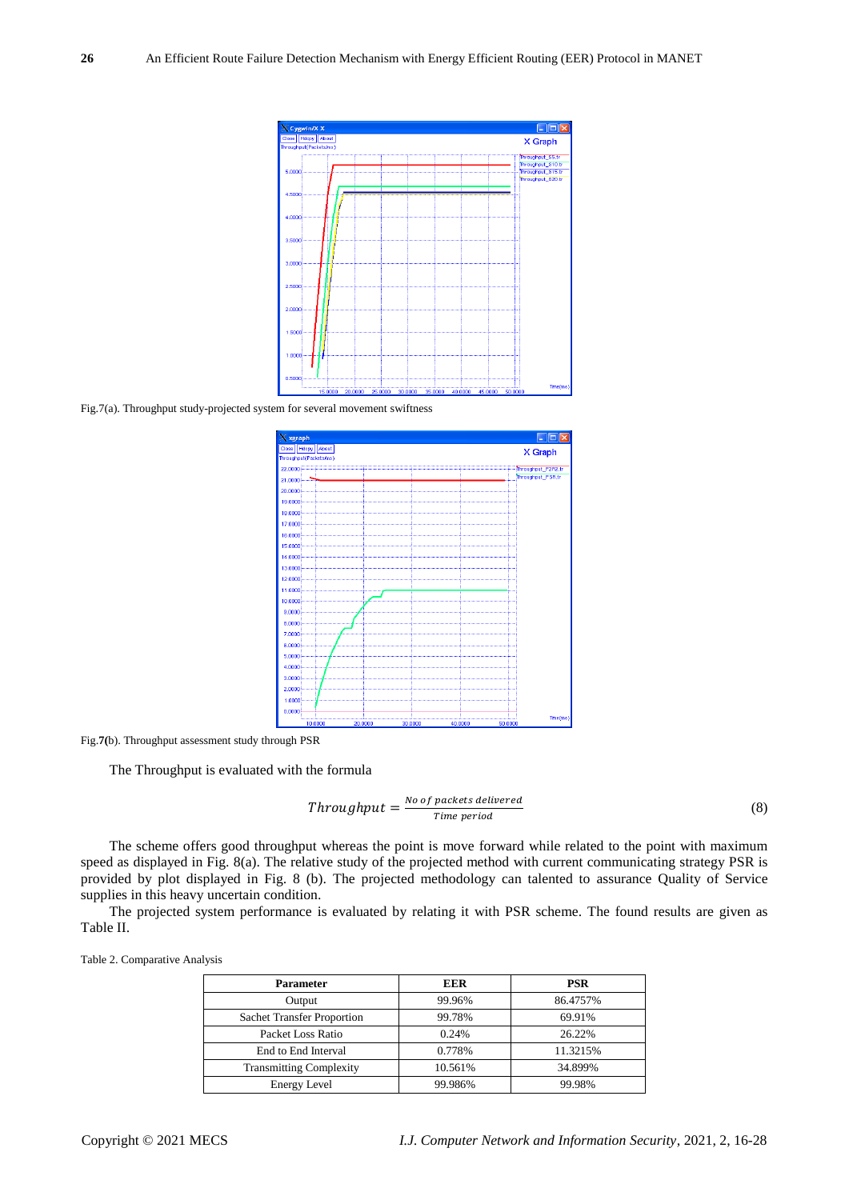Cygwin/X X

Close Hdcpy About

Throughput(Packets/sec)

X Graph

Throughput_S5.tr
Throughput_S10.tr
Throughput_S15.tr
Throughput_S20.tr

5.0000
4.5000
4.0000
3.5000
3.0000
2.5000
2.0000
1.5000
1.0000
0.5000

15.0000 20.0000 25.0000 30.0000 35.0000 40.0000 45.0000 50.0000

Time(sec)

Fig.7(a). Throughput study-projected system for several movement swiftness

xgraph

Close Hdcpy About

Throughput(Packets/sec)

X Graph

Throughput_P2P2.tr
Throughput_PSR.tr

22.0000
21.0000
20.0000
19.0000
18.0000
17.0000
16.0000
15.0000
14.0000
13.0000
12.0000
11.0000
10.0000
9.0000
8.0000
7.0000
6.0000
5.0000
4.0000
3.0000
2.0000
1.0000
0.0000

10.0000 20.0000 30.0000 40.0000 50.0000

Time(sec)

Fig.**7(**b). Throughput assessment study through PSR

The Throughput is evaluated with the formula

$$Throughput = \frac{No\ of\ packets\ delivered}{Time\ period} \tag{8}$$

The scheme offers good throughput whereas the point is move forward while related to the point with maximum speed as displayed in Fig. 8(a). The relative study of the projected method with current communicating strategy PSR is provided by plot displayed in Fig. 8 (b). The projected methodology can talented to assurance Quality of Service supplies in this heavy uncertain condition.

The projected system performance is evaluated by relating it with PSR scheme. The found results are given as Table II.

Table 2. Comparative Analysis

| Parameter | EER | PSR |
|---|---|---|
| Output | 99.96% | 86.4757% |
| Sachet Transfer Proportion | 99.78% | 69.91% |
| Packet Loss Ratio | 0.24% | 26.22% |
| End to End Interval | 0.778% | 11.3215% |
| Transmitting Complexity | 10.561% | 34.899% |
| Energy Level | 99.986% | 99.98% |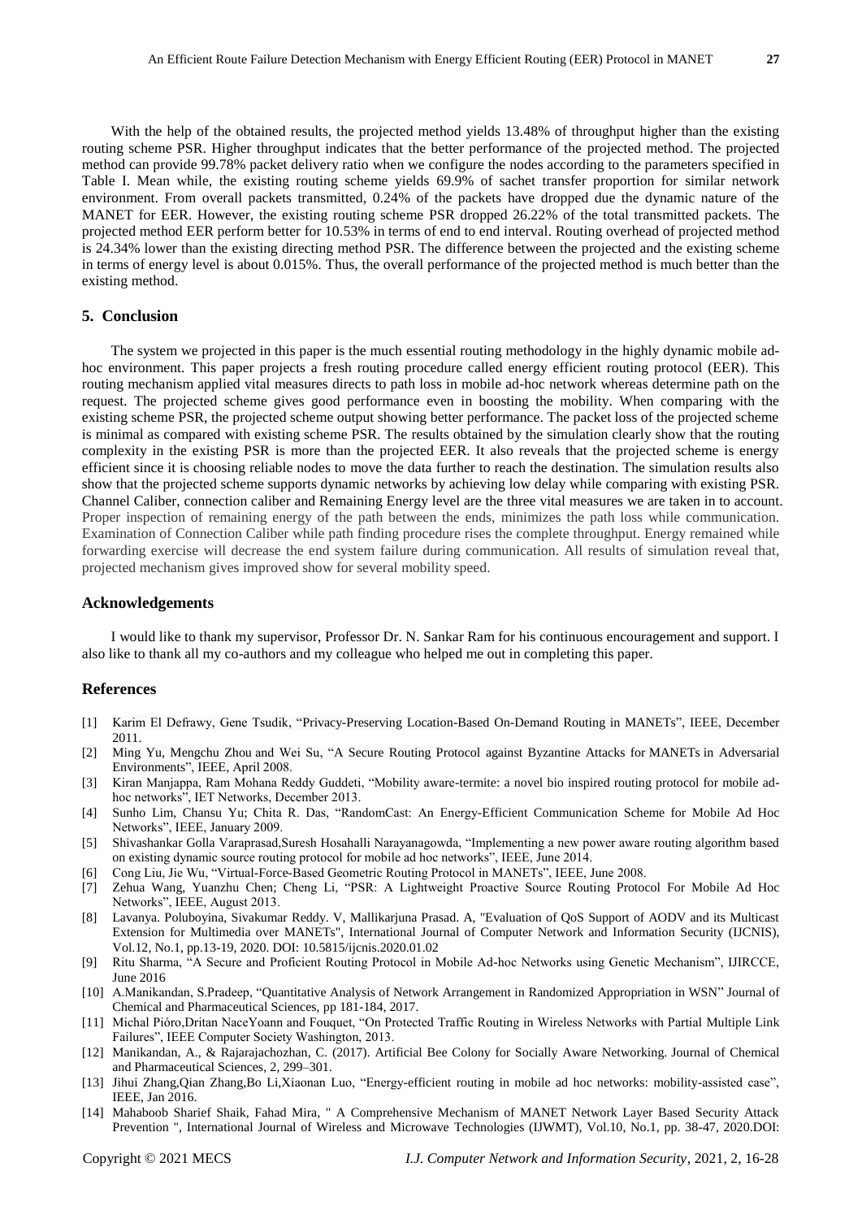With the help of the obtained results, the projected method yields 13.48% of throughput higher than the existing routing scheme PSR. Higher throughput indicates that the better performance of the projected method. The projected method can provide 99.78% packet delivery ratio when we configure the nodes according to the parameters specified in Table I. Mean while, the existing routing scheme yields 69.9% of sachet transfer proportion for similar network environment. From overall packets transmitted, 0.24% of the packets have dropped due the dynamic nature of the MANET for EER. However, the existing routing scheme PSR dropped 26.22% of the total transmitted packets. The projected method EER perform better for 10.53% in terms of end to end interval. Routing overhead of projected method is 24.34% lower than the existing directing method PSR. The difference between the projected and the existing scheme in terms of energy level is about 0.015%. Thus, the overall performance of the projected method is much better than the existing method.

## 5. Conclusion

The system we projected in this paper is the much essential routing methodology in the highly dynamic mobile ad-hoc environment. This paper projects a fresh routing procedure called energy efficient routing protocol (EER). This routing mechanism applied vital measures directs to path loss in mobile ad-hoc network whereas determine path on the request. The projected scheme gives good performance even in boosting the mobility. When comparing with the existing scheme PSR, the projected scheme output showing better performance. The packet loss of the projected scheme is minimal as compared with existing scheme PSR. The results obtained by the simulation clearly show that the routing complexity in the existing PSR is more than the projected EER. It also reveals that the projected scheme is energy efficient since it is choosing reliable nodes to move the data further to reach the destination. The simulation results also show that the projected scheme supports dynamic networks by achieving low delay while comparing with existing PSR. Channel Caliber, connection caliber and Remaining Energy level are the three vital measures we are taken in to account. Proper inspection of remaining energy of the path between the ends, minimizes the path loss while communication. Examination of Connection Caliber while path finding procedure rises the complete throughput. Energy remained while forwarding exercise will decrease the end system failure during communication. All results of simulation reveal that, projected mechanism gives improved show for several mobility speed.

## Acknowledgements

I would like to thank my supervisor, Professor Dr. N. Sankar Ram for his continuous encouragement and support. I also like to thank all my co-authors and my colleague who helped me out in completing this paper.

## References

[1] Karim El Defrawy, Gene Tsudik, "Privacy-Preserving Location-Based On-Demand Routing in MANETs", IEEE, December 2011.

[2] Ming Yu, Mengchu Zhou and Wei Su, "A Secure Routing Protocol against Byzantine Attacks for MANETs in Adversarial Environments", IEEE, April 2008.

[3] Kiran Manjappa, Ram Mohana Reddy Guddeti, "Mobility aware-termite: a novel bio inspired routing protocol for mobile ad-hoc networks", IET Networks, December 2013.

[4] Sunho Lim, Chansu Yu; Chita R. Das, "RandomCast: An Energy-Efficient Communication Scheme for Mobile Ad Hoc Networks", IEEE, January 2009.

[5] Shivashankar Golla Varaprasad,Suresh Hosahalli Narayanagowda, "Implementing a new power aware routing algorithm based on existing dynamic source routing protocol for mobile ad hoc networks", IEEE, June 2014.

[6] Cong Liu, Jie Wu, "Virtual-Force-Based Geometric Routing Protocol in MANETs", IEEE, June 2008.

[7] Zehua Wang, Yuanzhu Chen; Cheng Li, "PSR: A Lightweight Proactive Source Routing Protocol For Mobile Ad Hoc Networks", IEEE, August 2013.

[8] Lavanya. Poluboyina, Sivakumar Reddy. V, Mallikarjuna Prasad. A, "Evaluation of QoS Support of AODV and its Multicast Extension for Multimedia over MANETs", International Journal of Computer Network and Information Security (IJCNIS), Vol.12, No.1, pp.13-19, 2020. DOI: 10.5815/ijcnis.2020.01.02

[9] Ritu Sharma, "A Secure and Proficient Routing Protocol in Mobile Ad-hoc Networks using Genetic Mechanism", IJIRCCE, June 2016

[10] A.Manikandan, S.Pradeep, "Quantitative Analysis of Network Arrangement in Randomized Appropriation in WSN" Journal of Chemical and Pharmaceutical Sciences, pp 181-184, 2017.

[11] Michal Pióro,Dritan NaceYoann and Fouquet, "On Protected Traffic Routing in Wireless Networks with Partial Multiple Link Failures", IEEE Computer Society Washington, 2013.

[12] Manikandan, A., & Rajarajachozhan, C. (2017). Artificial Bee Colony for Socially Aware Networking. Journal of Chemical and Pharmaceutical Sciences, 2, 299–301.

[13] Jihui Zhang,Qian Zhang,Bo Li,Xiaonan Luo, "Energy-efficient routing in mobile ad hoc networks: mobility-assisted case", IEEE, Jan 2016.

[14] Mahaboob Sharief Shaik, Fahad Mira, " A Comprehensive Mechanism of MANET Network Layer Based Security Attack Prevention ", International Journal of Wireless and Microwave Technologies (IJWMT), Vol.10, No.1, pp. 38-47, 2020.DOI: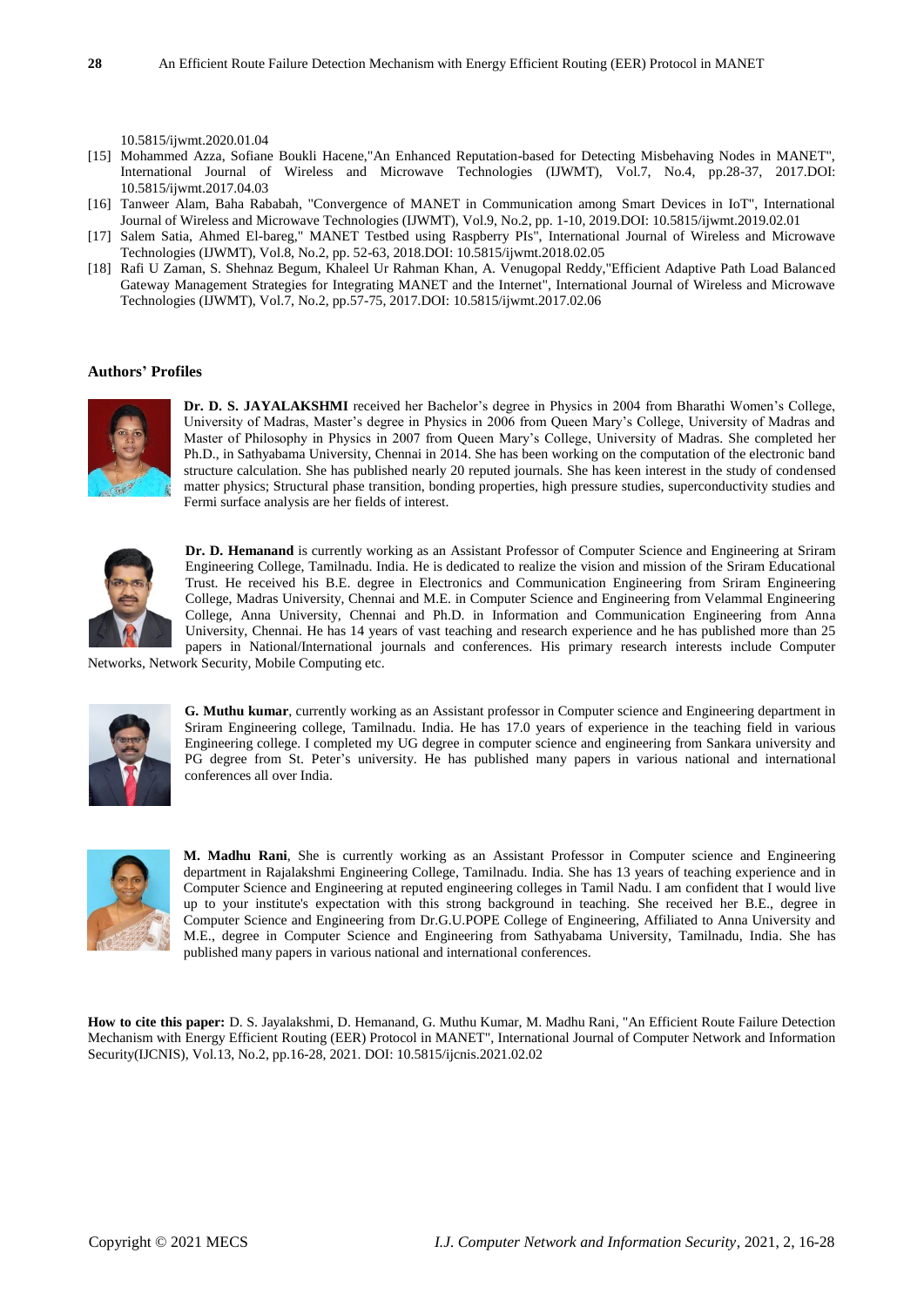10.5815/ijwmt.2020.01.04

[15] Mohammed Azza, Sofiane Boukli Hacene,"An Enhanced Reputation-based for Detecting Misbehaving Nodes in MANET", International Journal of Wireless and Microwave Technologies (IJWMT), Vol.7, No.4, pp.28-37, 2017.DOI: 10.5815/ijwmt.2017.04.03

[16] Tanweer Alam, Baha Rababah, "Convergence of MANET in Communication among Smart Devices in IoT", International Journal of Wireless and Microwave Technologies (IJWMT), Vol.9, No.2, pp. 1-10, 2019.DOI: 10.5815/ijwmt.2019.02.01

[17] Salem Satia, Ahmed El-bareg," MANET Testbed using Raspberry PIs", International Journal of Wireless and Microwave Technologies (IJWMT), Vol.8, No.2, pp. 52-63, 2018.DOI: 10.5815/ijwmt.2018.02.05

[18] Rafi U Zaman, S. Shehnaz Begum, Khaleel Ur Rahman Khan, A. Venugopal Reddy,"Efficient Adaptive Path Load Balanced Gateway Management Strategies for Integrating MANET and the Internet", International Journal of Wireless and Microwave Technologies (IJWMT), Vol.7, No.2, pp.57-75, 2017.DOI: 10.5815/ijwmt.2017.02.06

## Authors' Profiles

**Dr. D. S. JAYALAKSHMI** received her Bachelor's degree in Physics in 2004 from Bharathi Women's College, University of Madras, Master's degree in Physics in 2006 from Queen Mary's College, University of Madras and Master of Philosophy in Physics in 2007 from Queen Mary's College, University of Madras. She completed her Ph.D., in Sathyabama University, Chennai in 2014. She has been working on the computation of the electronic band structure calculation. She has published nearly 20 reputed journals. She has keen interest in the study of condensed matter physics; Structural phase transition, bonding properties, high pressure studies, superconductivity studies and Fermi surface analysis are her fields of interest.

**Dr. D. Hemanand** is currently working as an Assistant Professor of Computer Science and Engineering at Sriram Engineering College, Tamilnadu. India. He is dedicated to realize the vision and mission of the Sriram Educational Trust. He received his B.E. degree in Electronics and Communication Engineering from Sriram Engineering College, Madras University, Chennai and M.E. in Computer Science and Engineering from Velammal Engineering College, Anna University, Chennai and Ph.D. in Information and Communication Engineering from Anna University, Chennai. He has 14 years of vast teaching and research experience and he has published more than 25 papers in National/International journals and conferences. His primary research interests include Computer Networks, Network Security, Mobile Computing etc.

**G. Muthu kumar**, currently working as an Assistant professor in Computer science and Engineering department in Sriram Engineering college, Tamilnadu. India. He has 17.0 years of experience in the teaching field in various Engineering college. I completed my UG degree in computer science and engineering from Sankara university and PG degree from St. Peter's university. He has published many papers in various national and international conferences all over India.

**M. Madhu Rani**, She is currently working as an Assistant Professor in Computer science and Engineering department in Rajalakshmi Engineering College, Tamilnadu. India. She has 13 years of teaching experience and in Computer Science and Engineering at reputed engineering colleges in Tamil Nadu. I am confident that I would live up to your institute's expectation with this strong background in teaching. She received her B.E., degree in Computer Science and Engineering from Dr.G.U.POPE College of Engineering, Affiliated to Anna University and M.E., degree in Computer Science and Engineering from Sathyabama University, Tamilnadu, India. She has published many papers in various national and international conferences.

**How to cite this paper:** D. S. Jayalakshmi, D. Hemanand, G. Muthu Kumar, M. Madhu Rani, "An Efficient Route Failure Detection Mechanism with Energy Efficient Routing (EER) Protocol in MANET", International Journal of Computer Network and Information Security(IJCNIS), Vol.13, No.2, pp.16-28, 2021. DOI: 10.5815/ijcnis.2021.02.02